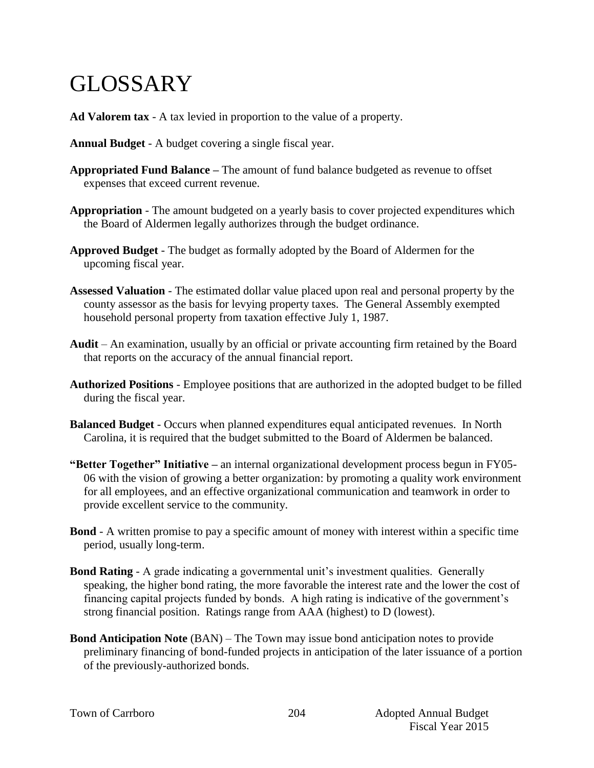# GLOSSARY

**Ad Valorem tax** - A tax levied in proportion to the value of a property.

**Annual Budget** - A budget covering a single fiscal year.

**Appropriated Fund Balance –** The amount of fund balance budgeted as revenue to offset expenses that exceed current revenue.

**Appropriation** - The amount budgeted on a yearly basis to cover projected expenditures which the Board of Aldermen legally authorizes through the budget ordinance.

**Approved Budget** - The budget as formally adopted by the Board of Aldermen for the upcoming fiscal year.

**Assessed Valuation** - The estimated dollar value placed upon real and personal property by the county assessor as the basis for levying property taxes. The General Assembly exempted household personal property from taxation effective July 1, 1987.

**Audit** – An examination, usually by an official or private accounting firm retained by the Board that reports on the accuracy of the annual financial report.

**Authorized Positions** - Employee positions that are authorized in the adopted budget to be filled during the fiscal year.

**Balanced Budget** - Occurs when planned expenditures equal anticipated revenues. In North Carolina, it is required that the budget submitted to the Board of Aldermen be balanced.

**"Better Together" Initiative –** an internal organizational development process begun in FY05-06 with the vision of growing a better organization: by promoting a quality work environment for all employees, and an effective organizational communication and teamwork in order to provide excellent service to the community.

**Bond** - A written promise to pay a specific amount of money with interest within a specific time period, usually long-term.

**Bond Rating** - A grade indicating a governmental unit's investment qualities. Generally speaking, the higher bond rating, the more favorable the interest rate and the lower the cost of financing capital projects funded by bonds. A high rating is indicative of the government's strong financial position. Ratings range from AAA (highest) to D (lowest).

**Bond Anticipation Note** (BAN) – The Town may issue bond anticipation notes to provide preliminary financing of bond-funded projects in anticipation of the later issuance of a portion of the previously-authorized bonds.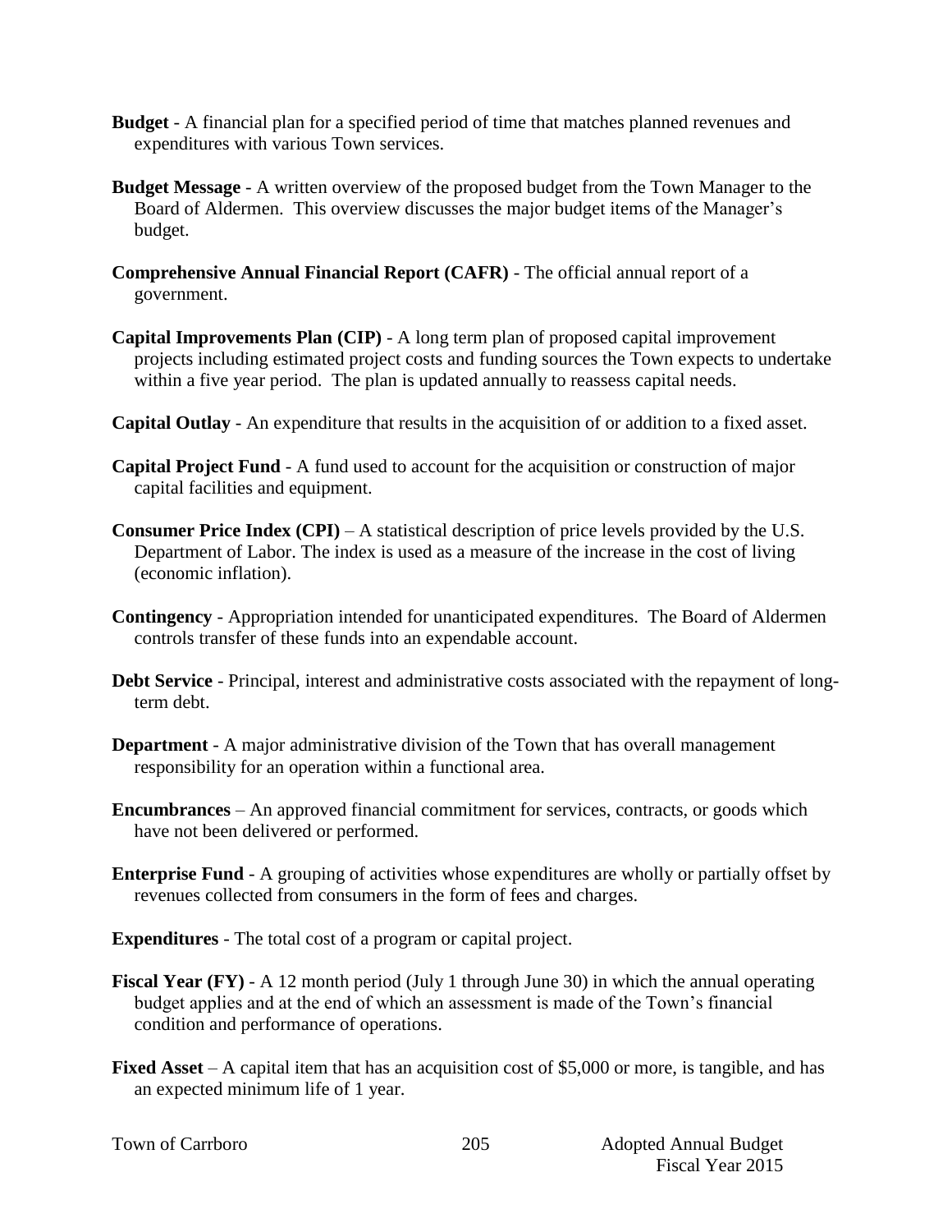**Budget** - A financial plan for a specified period of time that matches planned revenues and expenditures with various Town services.

**Budget Message** - A written overview of the proposed budget from the Town Manager to the Board of Aldermen. This overview discusses the major budget items of the Manager's budget.

**Comprehensive Annual Financial Report (CAFR)** - The official annual report of a government.

**Capital Improvements Plan (CIP)** - A long term plan of proposed capital improvement projects including estimated project costs and funding sources the Town expects to undertake within a five year period. The plan is updated annually to reassess capital needs.

**Capital Outlay** - An expenditure that results in the acquisition of or addition to a fixed asset.

**Capital Project Fund** - A fund used to account for the acquisition or construction of major capital facilities and equipment.

**Consumer Price Index (CPI)** – A statistical description of price levels provided by the U.S. Department of Labor. The index is used as a measure of the increase in the cost of living (economic inflation).

**Contingency** - Appropriation intended for unanticipated expenditures. The Board of Aldermen controls transfer of these funds into an expendable account.

**Debt Service** - Principal, interest and administrative costs associated with the repayment of long-term debt.

**Department** - A major administrative division of the Town that has overall management responsibility for an operation within a functional area.

**Encumbrances** – An approved financial commitment for services, contracts, or goods which have not been delivered or performed.

**Enterprise Fund** - A grouping of activities whose expenditures are wholly or partially offset by revenues collected from consumers in the form of fees and charges.

**Expenditures** - The total cost of a program or capital project.

**Fiscal Year (FY)** - A 12 month period (July 1 through June 30) in which the annual operating budget applies and at the end of which an assessment is made of the Town's financial condition and performance of operations.

**Fixed Asset** – A capital item that has an acquisition cost of $5,000 or more, is tangible, and has an expected minimum life of 1 year.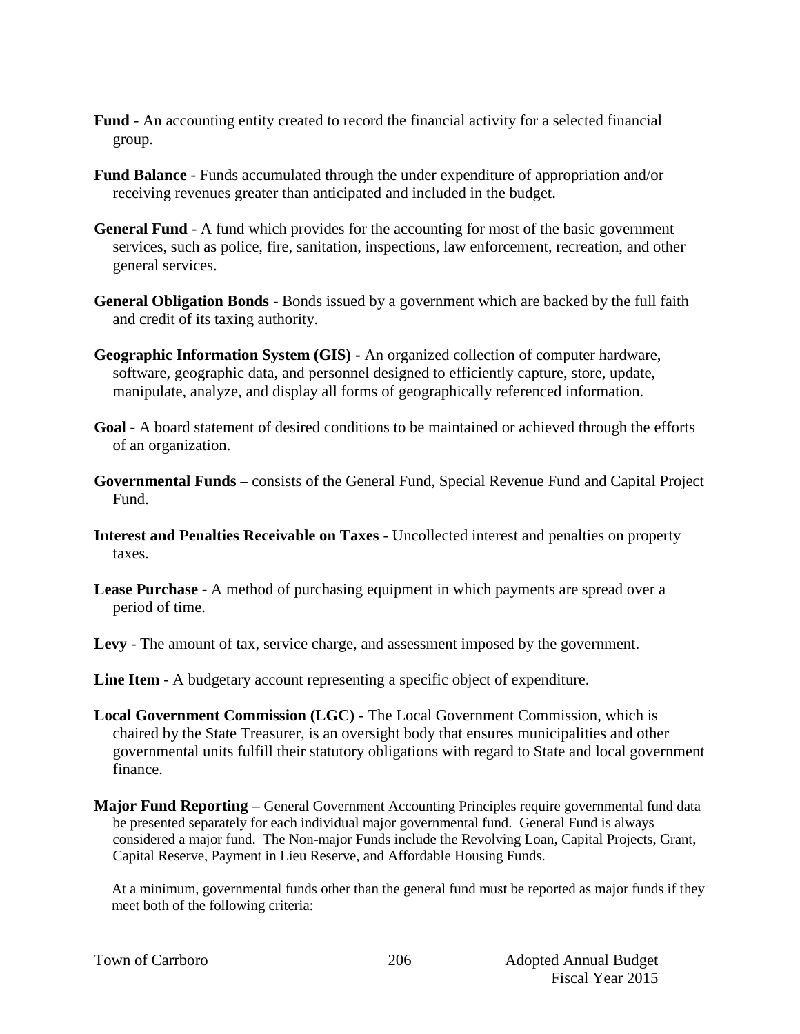**Fund** - An accounting entity created to record the financial activity for a selected financial group.

**Fund Balance** - Funds accumulated through the under expenditure of appropriation and/or receiving revenues greater than anticipated and included in the budget.

**General Fund** - A fund which provides for the accounting for most of the basic government services, such as police, fire, sanitation, inspections, law enforcement, recreation, and other general services.

**General Obligation Bonds** - Bonds issued by a government which are backed by the full faith and credit of its taxing authority.

**Geographic Information System (GIS) -** An organized collection of computer hardware, software, geographic data, and personnel designed to efficiently capture, store, update, manipulate, analyze, and display all forms of geographically referenced information.

**Goal** - A board statement of desired conditions to be maintained or achieved through the efforts of an organization.

**Governmental Funds –** consists of the General Fund, Special Revenue Fund and Capital Project Fund.

**Interest and Penalties Receivable on Taxes** - Uncollected interest and penalties on property taxes.

**Lease Purchase** - A method of purchasing equipment in which payments are spread over a period of time.

**Levy** - The amount of tax, service charge, and assessment imposed by the government.

**Line Item** - A budgetary account representing a specific object of expenditure.

**Local Government Commission (LGC)** - The Local Government Commission, which is chaired by the State Treasurer, is an oversight body that ensures municipalities and other governmental units fulfill their statutory obligations with regard to State and local government finance.

**Major Fund Reporting –** General Government Accounting Principles require governmental fund data be presented separately for each individual major governmental fund. General Fund is always considered a major fund. The Non-major Funds include the Revolving Loan, Capital Projects, Grant, Capital Reserve, Payment in Lieu Reserve, and Affordable Housing Funds.

At a minimum, governmental funds other than the general fund must be reported as major funds if they meet both of the following criteria: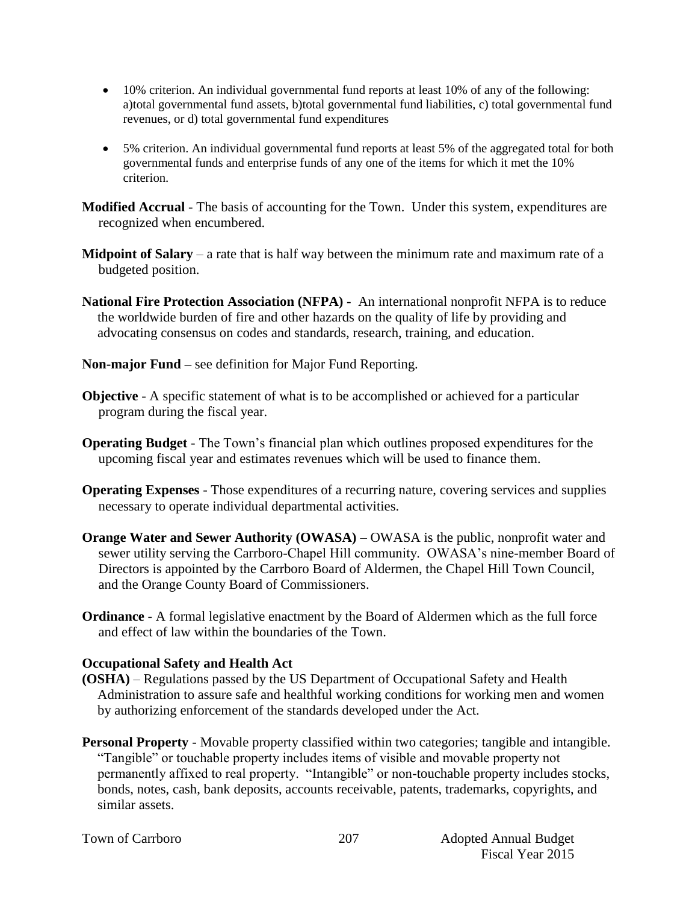- 10% criterion. An individual governmental fund reports at least 10% of any of the following: a)total governmental fund assets, b)total governmental fund liabilities, c) total governmental fund revenues, or d) total governmental fund expenditures
- 5% criterion. An individual governmental fund reports at least 5% of the aggregated total for both governmental funds and enterprise funds of any one of the items for which it met the 10% criterion.

**Modified Accrual** - The basis of accounting for the Town. Under this system, expenditures are recognized when encumbered.

**Midpoint of Salary** – a rate that is half way between the minimum rate and maximum rate of a budgeted position.

**National Fire Protection Association (NFPA)** - An international nonprofit NFPA is to reduce the worldwide burden of fire and other hazards on the quality of life by providing and advocating consensus on codes and standards, research, training, and education.

**Non-major Fund –** see definition for Major Fund Reporting.

**Objective** - A specific statement of what is to be accomplished or achieved for a particular program during the fiscal year.

**Operating Budget** - The Town's financial plan which outlines proposed expenditures for the upcoming fiscal year and estimates revenues which will be used to finance them.

**Operating Expenses** - Those expenditures of a recurring nature, covering services and supplies necessary to operate individual departmental activities.

**Orange Water and Sewer Authority (OWASA)** – OWASA is the public, nonprofit water and sewer utility serving the Carrboro-Chapel Hill community. OWASA's nine-member Board of Directors is appointed by the Carrboro Board of Aldermen, the Chapel Hill Town Council, and the Orange County Board of Commissioners.

**Ordinance** - A formal legislative enactment by the Board of Aldermen which as the full force and effect of law within the boundaries of the Town.

**Occupational Safety and Health Act (OSHA)** – Regulations passed by the US Department of Occupational Safety and Health Administration to assure safe and healthful working conditions for working men and women by authorizing enforcement of the standards developed under the Act.

**Personal Property** - Movable property classified within two categories; tangible and intangible. "Tangible" or touchable property includes items of visible and movable property not permanently affixed to real property. "Intangible" or non-touchable property includes stocks, bonds, notes, cash, bank deposits, accounts receivable, patents, trademarks, copyrights, and similar assets.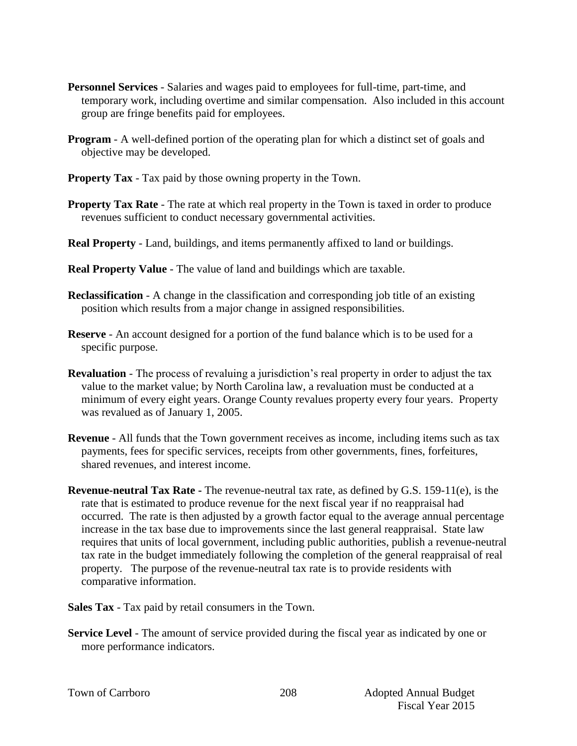**Personnel Services** - Salaries and wages paid to employees for full-time, part-time, and temporary work, including overtime and similar compensation. Also included in this account group are fringe benefits paid for employees.

**Program** - A well-defined portion of the operating plan for which a distinct set of goals and objective may be developed.

**Property Tax** - Tax paid by those owning property in the Town.

**Property Tax Rate** - The rate at which real property in the Town is taxed in order to produce revenues sufficient to conduct necessary governmental activities.

**Real Property** - Land, buildings, and items permanently affixed to land or buildings.

**Real Property Value** - The value of land and buildings which are taxable.

**Reclassification** - A change in the classification and corresponding job title of an existing position which results from a major change in assigned responsibilities.

**Reserve** - An account designed for a portion of the fund balance which is to be used for a specific purpose.

**Revaluation** - The process of revaluing a jurisdiction's real property in order to adjust the tax value to the market value; by North Carolina law, a revaluation must be conducted at a minimum of every eight years. Orange County revalues property every four years. Property was revalued as of January 1, 2005.

**Revenue** - All funds that the Town government receives as income, including items such as tax payments, fees for specific services, receipts from other governments, fines, forfeitures, shared revenues, and interest income.

**Revenue-neutral Tax Rate -** The revenue-neutral tax rate, as defined by G.S. 159-11(e), is the rate that is estimated to produce revenue for the next fiscal year if no reappraisal had occurred. The rate is then adjusted by a growth factor equal to the average annual percentage increase in the tax base due to improvements since the last general reappraisal. State law requires that units of local government, including public authorities, publish a revenue-neutral tax rate in the budget immediately following the completion of the general reappraisal of real property. The purpose of the revenue-neutral tax rate is to provide residents with comparative information.

**Sales Tax** - Tax paid by retail consumers in the Town.

**Service Level** - The amount of service provided during the fiscal year as indicated by one or more performance indicators.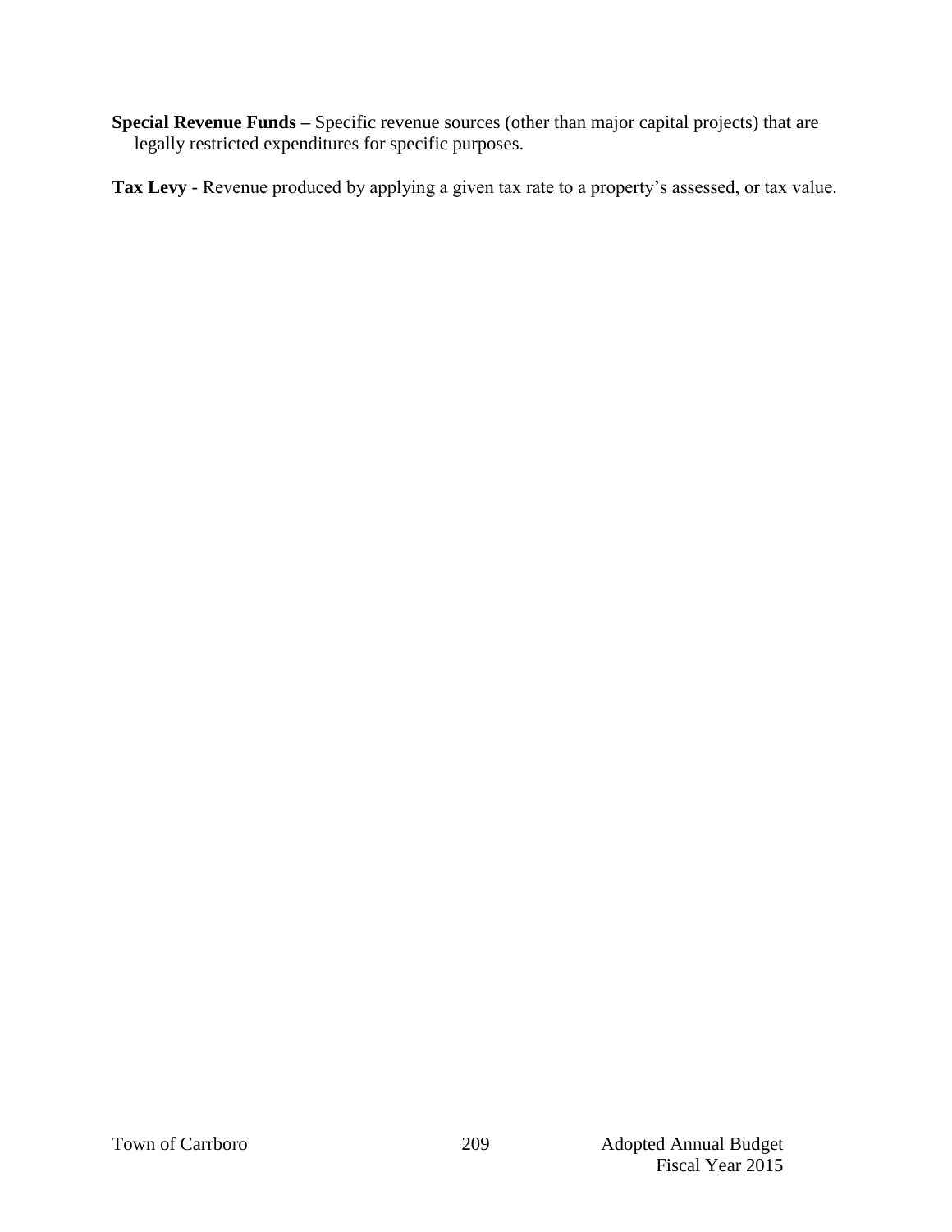**Special Revenue Funds –** Specific revenue sources (other than major capital projects) that are legally restricted expenditures for specific purposes.

**Tax Levy** - Revenue produced by applying a given tax rate to a property's assessed, or tax value.